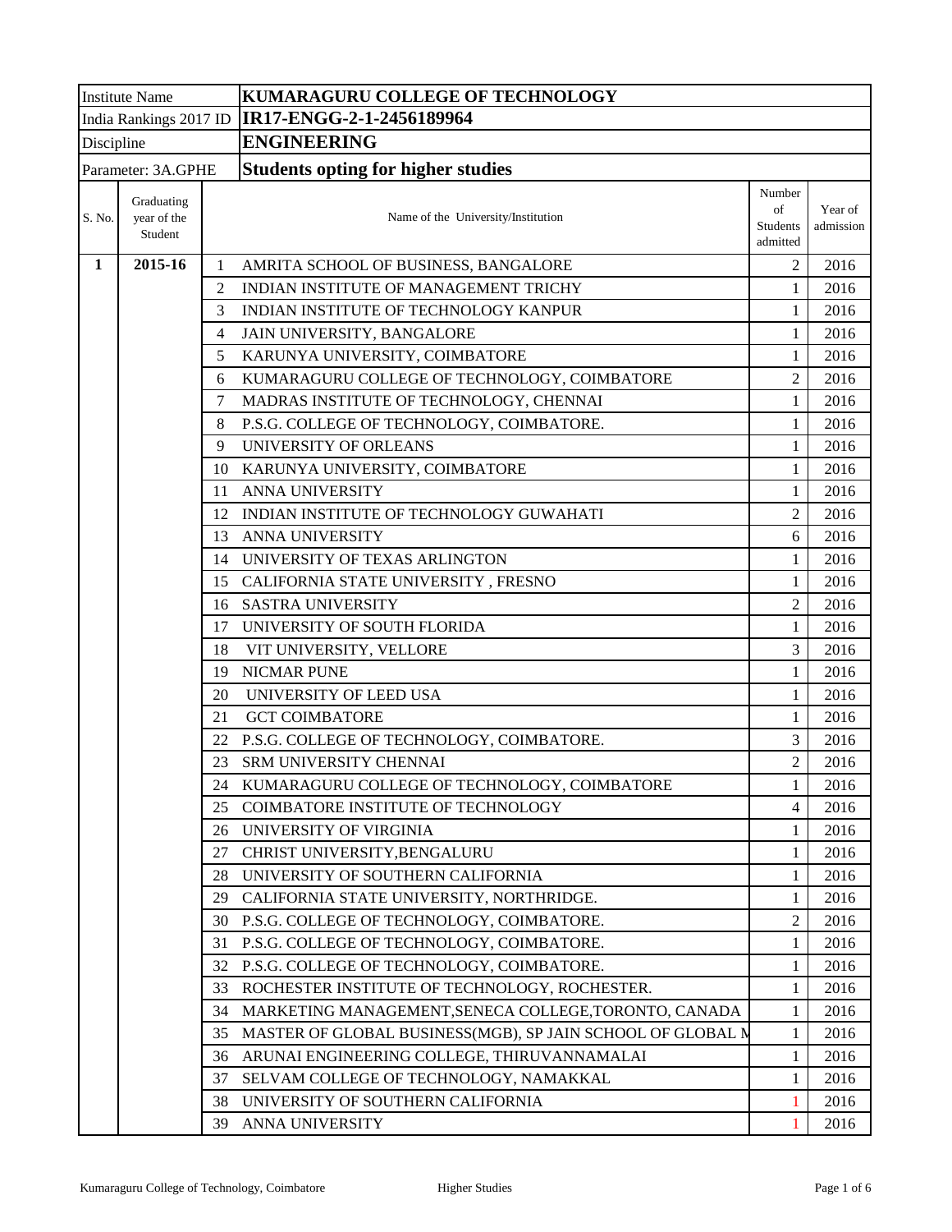| Institute Name | | KUMARAGURU COLLEGE OF TECHNOLOGY | | | |
|---|---|---|---|---|---|
| India Rankings 2017 ID | | IR17-ENGG-2-1-2456189964 | | | |
| Discipline | | ENGINEERING | | | |
| Parameter: 3A.GPHE | | Students opting for higher studies | | | |
| S. No. | Graduating year of the Student | | Name of the University/Institution | Number of Students admitted | Year of admission |
| **1** | **2015-16** | 1 | AMRITA SCHOOL OF BUSINESS, BANGALORE | 2 | 2016 |
| | | 2 | INDIAN INSTITUTE OF MANAGEMENT TRICHY | 1 | 2016 |
| | | 3 | INDIAN INSTITUTE OF TECHNOLOGY KANPUR | 1 | 2016 |
| | | 4 | JAIN UNIVERSITY, BANGALORE | 1 | 2016 |
| | | 5 | KARUNYA UNIVERSITY, COIMBATORE | 1 | 2016 |
| | | 6 | KUMARAGURU COLLEGE OF TECHNOLOGY, COIMBATORE | 2 | 2016 |
| | | 7 | MADRAS INSTITUTE OF TECHNOLOGY, CHENNAI | 1 | 2016 |
| | | 8 | P.S.G. COLLEGE OF TECHNOLOGY, COIMBATORE. | 1 | 2016 |
| | | 9 | UNIVERSITY OF ORLEANS | 1 | 2016 |
| | | 10 | KARUNYA UNIVERSITY, COIMBATORE | 1 | 2016 |
| | | 11 | ANNA UNIVERSITY | 1 | 2016 |
| | | 12 | INDIAN INSTITUTE OF TECHNOLOGY GUWAHATI | 2 | 2016 |
| | | 13 | ANNA UNIVERSITY | 6 | 2016 |
| | | 14 | UNIVERSITY OF TEXAS ARLINGTON | 1 | 2016 |
| | | 15 | CALIFORNIA STATE UNIVERSITY , FRESNO | 1 | 2016 |
| | | 16 | SASTRA UNIVERSITY | 2 | 2016 |
| | | 17 | UNIVERSITY OF SOUTH FLORIDA | 1 | 2016 |
| | | 18 | VIT UNIVERSITY, VELLORE | 3 | 2016 |
| | | 19 | NICMAR PUNE | 1 | 2016 |
| | | 20 | UNIVERSITY OF LEED USA | 1 | 2016 |
| | | 21 | GCT COIMBATORE | 1 | 2016 |
| | | 22 | P.S.G. COLLEGE OF TECHNOLOGY, COIMBATORE. | 3 | 2016 |
| | | 23 | SRM UNIVERSITY CHENNAI | 2 | 2016 |
| | | 24 | KUMARAGURU COLLEGE OF TECHNOLOGY, COIMBATORE | 1 | 2016 |
| | | 25 | COIMBATORE INSTITUTE OF TECHNOLOGY | 4 | 2016 |
| | | 26 | UNIVERSITY OF VIRGINIA | 1 | 2016 |
| | | 27 | CHRIST UNIVERSITY,BENGALURU | 1 | 2016 |
| | | 28 | UNIVERSITY OF SOUTHERN CALIFORNIA | 1 | 2016 |
| | | 29 | CALIFORNIA STATE UNIVERSITY, NORTHRIDGE. | 1 | 2016 |
| | | 30 | P.S.G. COLLEGE OF TECHNOLOGY, COIMBATORE. | 2 | 2016 |
| | | 31 | P.S.G. COLLEGE OF TECHNOLOGY, COIMBATORE. | 1 | 2016 |
| | | 32 | P.S.G. COLLEGE OF TECHNOLOGY, COIMBATORE. | 1 | 2016 |
| | | 33 | ROCHESTER INSTITUTE OF TECHNOLOGY, ROCHESTER. | 1 | 2016 |
| | | 34 | MARKETING MANAGEMENT,SENECA COLLEGE,TORONTO, CANADA | 1 | 2016 |
| | | 35 | MASTER OF GLOBAL BUSINESS(MGB), SP JAIN SCHOOL OF GLOBAL M | 1 | 2016 |
| | | 36 | ARUNAI ENGINEERING COLLEGE, THIRUVANNAMALAI | 1 | 2016 |
| | | 37 | SELVAM COLLEGE OF TECHNOLOGY, NAMAKKAL | 1 | 2016 |
| | | 38 | UNIVERSITY OF SOUTHERN CALIFORNIA | 1 | 2016 |
| | | 39 | ANNA UNIVERSITY | 1 | 2016 |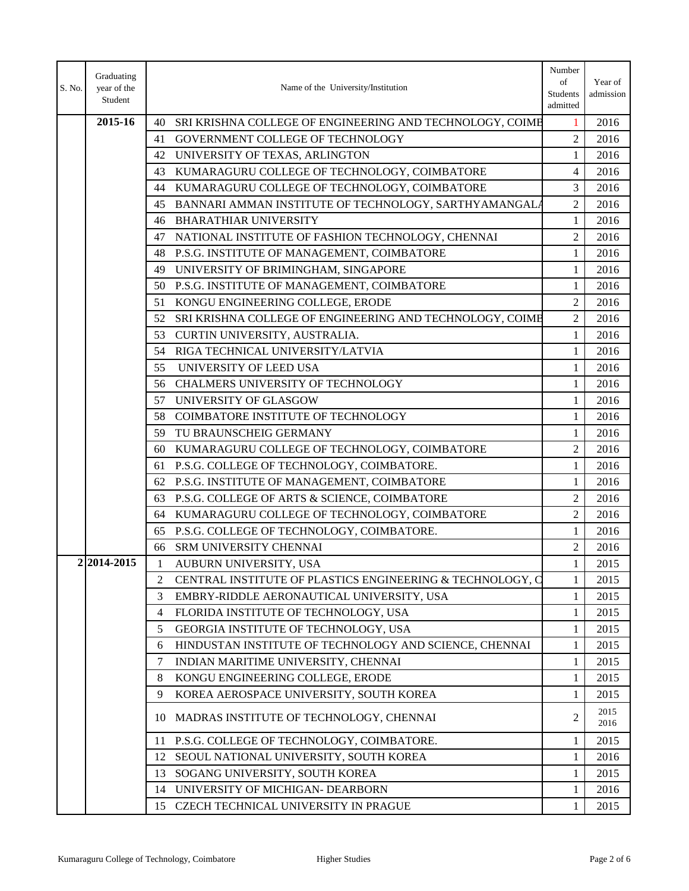| S. No. | Graduating year of the Student | | Name of the University/Institution | Number of Students admitted | Year of admission |
|---|---|---|---|---|---|
| | 2015-16 | 40 | SRI KRISHNA COLLEGE OF ENGINEERING AND TECHNOLOGY, COIMB | 1 | 2016 |
| | | 41 | GOVERNMENT COLLEGE OF TECHNOLOGY | 2 | 2016 |
| | | 42 | UNIVERSITY OF TEXAS, ARLINGTON | 1 | 2016 |
| | | 43 | KUMARAGURU COLLEGE OF TECHNOLOGY, COIMBATORE | 4 | 2016 |
| | | 44 | KUMARAGURU COLLEGE OF TECHNOLOGY, COIMBATORE | 3 | 2016 |
| | | 45 | BANNARI AMMAN INSTITUTE OF TECHNOLOGY, SARTHYAMANGALA | 2 | 2016 |
| | | 46 | BHARATHIAR UNIVERSITY | 1 | 2016 |
| | | 47 | NATIONAL INSTITUTE OF FASHION TECHNOLOGY, CHENNAI | 2 | 2016 |
| | | 48 | P.S.G. INSTITUTE OF MANAGEMENT, COIMBATORE | 1 | 2016 |
| | | 49 | UNIVERSITY OF BRIMINGHAM, SINGAPORE | 1 | 2016 |
| | | 50 | P.S.G. INSTITUTE OF MANAGEMENT, COIMBATORE | 1 | 2016 |
| | | 51 | KONGU ENGINEERING COLLEGE, ERODE | 2 | 2016 |
| | | 52 | SRI KRISHNA COLLEGE OF ENGINEERING AND TECHNOLOGY, COIMB | 2 | 2016 |
| | | 53 | CURTIN UNIVERSITY, AUSTRALIA. | 1 | 2016 |
| | | 54 | RIGA TECHNICAL UNIVERSITY/LATVIA | 1 | 2016 |
| | | 55 | UNIVERSITY OF LEED USA | 1 | 2016 |
| | | 56 | CHALMERS UNIVERSITY OF TECHNOLOGY | 1 | 2016 |
| | | 57 | UNIVERSITY OF GLASGOW | 1 | 2016 |
| | | 58 | COIMBATORE INSTITUTE OF TECHNOLOGY | 1 | 2016 |
| | | 59 | TU BRAUNSCHEIG GERMANY | 1 | 2016 |
| | | 60 | KUMARAGURU COLLEGE OF TECHNOLOGY, COIMBATORE | 2 | 2016 |
| | | 61 | P.S.G. COLLEGE OF TECHNOLOGY, COIMBATORE. | 1 | 2016 |
| | | 62 | P.S.G. INSTITUTE OF MANAGEMENT, COIMBATORE | 1 | 2016 |
| | | 63 | P.S.G. COLLEGE OF ARTS & SCIENCE, COIMBATORE | 2 | 2016 |
| | | 64 | KUMARAGURU COLLEGE OF TECHNOLOGY, COIMBATORE | 2 | 2016 |
| | | 65 | P.S.G. COLLEGE OF TECHNOLOGY, COIMBATORE. | 1 | 2016 |
| | | 66 | SRM UNIVERSITY CHENNAI | 2 | 2016 |
| 2 | 2014-2015 | 1 | AUBURN UNIVERSITY, USA | 1 | 2015 |
| | | 2 | CENTRAL INSTITUTE OF PLASTICS ENGINEERING & TECHNOLOGY, C | 1 | 2015 |
| | | 3 | EMBRY-RIDDLE AERONAUTICAL UNIVERSITY, USA | 1 | 2015 |
| | | 4 | FLORIDA INSTITUTE OF TECHNOLOGY, USA | 1 | 2015 |
| | | 5 | GEORGIA INSTITUTE OF TECHNOLOGY, USA | 1 | 2015 |
| | | 6 | HINDUSTAN INSTITUTE OF TECHNOLOGY AND SCIENCE, CHENNAI | 1 | 2015 |
| | | 7 | INDIAN MARITIME UNIVERSITY, CHENNAI | 1 | 2015 |
| | | 8 | KONGU ENGINEERING COLLEGE, ERODE | 1 | 2015 |
| | | 9 | KOREA AEROSPACE UNIVERSITY, SOUTH KOREA | 1 | 2015 |
| | | 10 | MADRAS INSTITUTE OF TECHNOLOGY, CHENNAI | 2 | 2015 2016 |
| | | 11 | P.S.G. COLLEGE OF TECHNOLOGY, COIMBATORE. | 1 | 2015 |
| | | 12 | SEOUL NATIONAL UNIVERSITY, SOUTH KOREA | 1 | 2016 |
| | | 13 | SOGANG UNIVERSITY, SOUTH KOREA | 1 | 2015 |
| | | 14 | UNIVERSITY OF MICHIGAN- DEARBORN | 1 | 2016 |
| | | 15 | CZECH TECHNICAL UNIVERSITY IN PRAGUE | 1 | 2015 |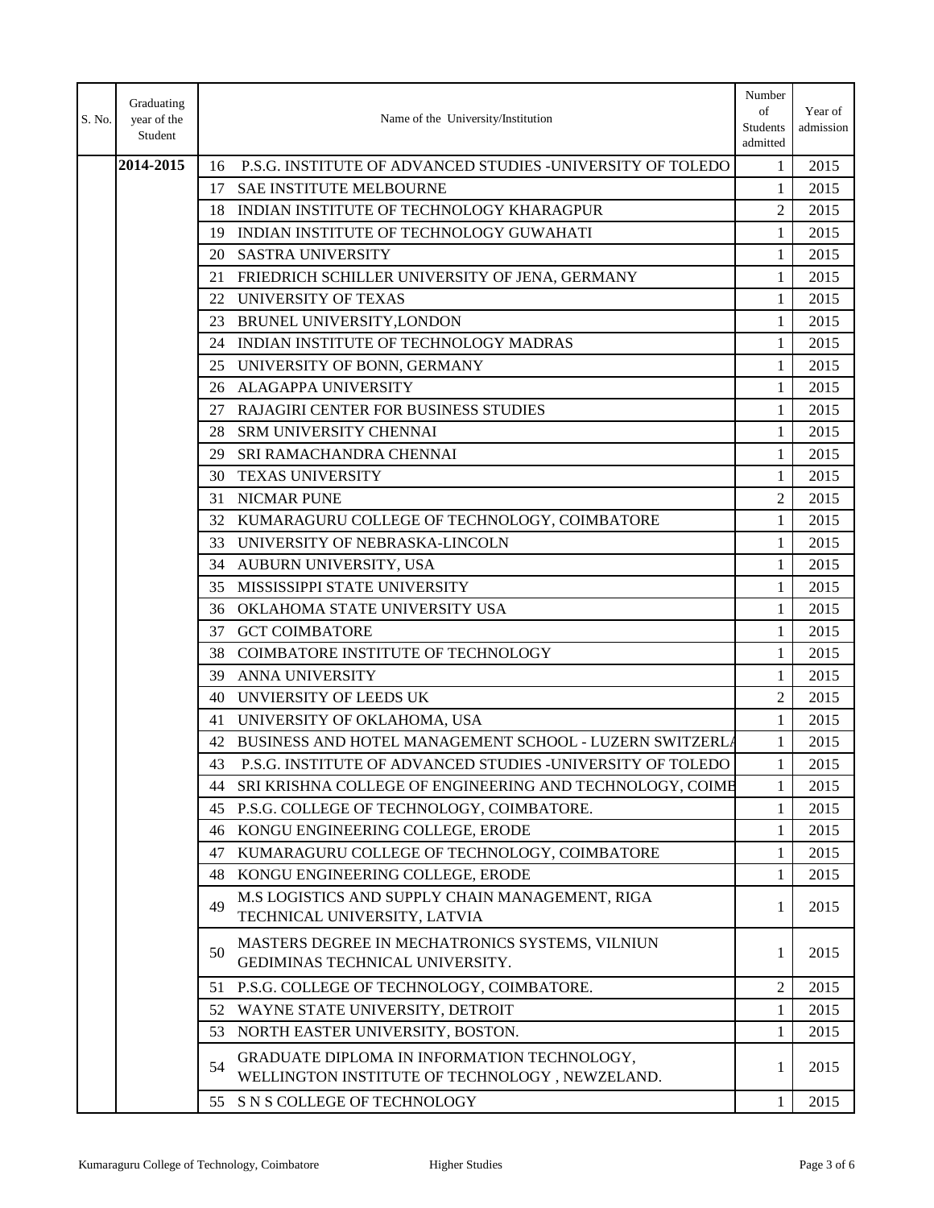| S. No. | Graduating year of the Student | Name of the University/Institution | | Number of Students admitted | Year of admission |
|---|---|---|---|---|---|
| | 2014-2015 | 16 | P.S.G. INSTITUTE OF ADVANCED STUDIES -UNIVERSITY OF TOLEDO | 1 | 2015 |
| | | 17 | SAE INSTITUTE MELBOURNE | 1 | 2015 |
| | | 18 | INDIAN INSTITUTE OF TECHNOLOGY KHARAGPUR | 2 | 2015 |
| | | 19 | INDIAN INSTITUTE OF TECHNOLOGY GUWAHATI | 1 | 2015 |
| | | 20 | SASTRA UNIVERSITY | 1 | 2015 |
| | | 21 | FRIEDRICH SCHILLER UNIVERSITY OF JENA, GERMANY | 1 | 2015 |
| | | 22 | UNIVERSITY OF TEXAS | 1 | 2015 |
| | | 23 | BRUNEL UNIVERSITY,LONDON | 1 | 2015 |
| | | 24 | INDIAN INSTITUTE OF TECHNOLOGY MADRAS | 1 | 2015 |
| | | 25 | UNIVERSITY OF BONN, GERMANY | 1 | 2015 |
| | | 26 | ALAGAPPA UNIVERSITY | 1 | 2015 |
| | | 27 | RAJAGIRI CENTER FOR BUSINESS STUDIES | 1 | 2015 |
| | | 28 | SRM UNIVERSITY CHENNAI | 1 | 2015 |
| | | 29 | SRI RAMACHANDRA CHENNAI | 1 | 2015 |
| | | 30 | TEXAS UNIVERSITY | 1 | 2015 |
| | | 31 | NICMAR PUNE | 2 | 2015 |
| | | 32 | KUMARAGURU COLLEGE OF TECHNOLOGY, COIMBATORE | 1 | 2015 |
| | | 33 | UNIVERSITY OF NEBRASKA-LINCOLN | 1 | 2015 |
| | | 34 | AUBURN UNIVERSITY, USA | 1 | 2015 |
| | | 35 | MISSISSIPPI STATE UNIVERSITY | 1 | 2015 |
| | | 36 | OKLAHOMA STATE UNIVERSITY USA | 1 | 2015 |
| | | 37 | GCT COIMBATORE | 1 | 2015 |
| | | 38 | COIMBATORE INSTITUTE OF TECHNOLOGY | 1 | 2015 |
| | | 39 | ANNA UNIVERSITY | 1 | 2015 |
| | | 40 | UNVIERSITY OF LEEDS UK | 2 | 2015 |
| | | 41 | UNIVERSITY OF OKLAHOMA, USA | 1 | 2015 |
| | | 42 | BUSINESS AND HOTEL MANAGEMENT SCHOOL - LUZERN SWITZERLA | 1 | 2015 |
| | | 43 | P.S.G. INSTITUTE OF ADVANCED STUDIES -UNIVERSITY OF TOLEDO | 1 | 2015 |
| | | 44 | SRI KRISHNA COLLEGE OF ENGINEERING AND TECHNOLOGY, COIMB | 1 | 2015 |
| | | 45 | P.S.G. COLLEGE OF TECHNOLOGY, COIMBATORE. | 1 | 2015 |
| | | 46 | KONGU ENGINEERING COLLEGE, ERODE | 1 | 2015 |
| | | 47 | KUMARAGURU COLLEGE OF TECHNOLOGY, COIMBATORE | 1 | 2015 |
| | | 48 | KONGU ENGINEERING COLLEGE, ERODE | 1 | 2015 |
| | | 49 | M.S LOGISTICS AND SUPPLY CHAIN MANAGEMENT, RIGA TECHNICAL UNIVERSITY, LATVIA | 1 | 2015 |
| | | 50 | MASTERS DEGREE IN MECHATRONICS SYSTEMS, VILNIUN GEDIMINAS TECHNICAL UNIVERSITY. | 1 | 2015 |
| | | 51 | P.S.G. COLLEGE OF TECHNOLOGY, COIMBATORE. | 2 | 2015 |
| | | 52 | WAYNE STATE UNIVERSITY, DETROIT | 1 | 2015 |
| | | 53 | NORTH EASTER UNIVERSITY, BOSTON. | 1 | 2015 |
| | | 54 | GRADUATE DIPLOMA IN INFORMATION TECHNOLOGY, WELLINGTON INSTITUTE OF TECHNOLOGY , NEWZELAND. | 1 | 2015 |
| | | 55 | S N S COLLEGE OF TECHNOLOGY | 1 | 2015 |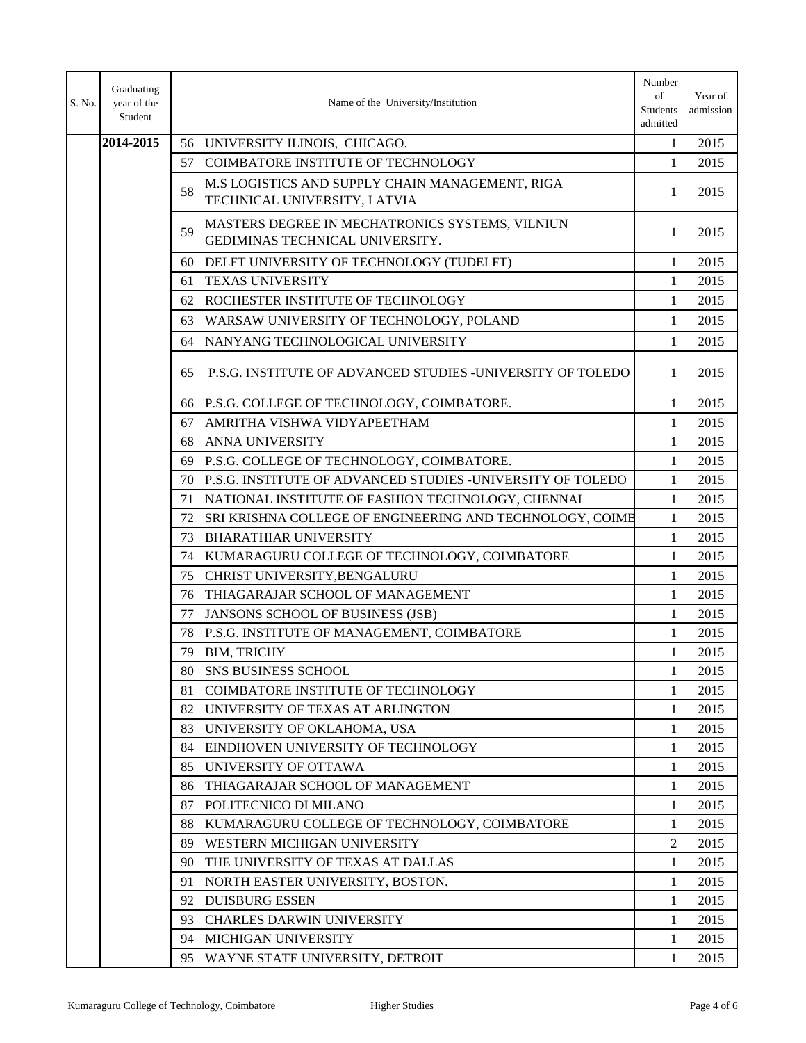| S. No. | Graduating year of the Student | Name of the University/Institution | | Number of Students admitted | Year of admission |
|---|---|---|---|---|---|
| | 2014-2015 | 56 | UNIVERSITY ILINOIS, CHICAGO. | 1 | 2015 |
| | | 57 | COIMBATORE INSTITUTE OF TECHNOLOGY | 1 | 2015 |
| | | 58 | M.S LOGISTICS AND SUPPLY CHAIN MANAGEMENT, RIGA TECHNICAL UNIVERSITY, LATVIA | 1 | 2015 |
| | | 59 | MASTERS DEGREE IN MECHATRONICS SYSTEMS, VILNIUN GEDIMINAS TECHNICAL UNIVERSITY. | 1 | 2015 |
| | | 60 | DELFT UNIVERSITY OF TECHNOLOGY (TUDELFT) | 1 | 2015 |
| | | 61 | TEXAS UNIVERSITY | 1 | 2015 |
| | | 62 | ROCHESTER INSTITUTE OF TECHNOLOGY | 1 | 2015 |
| | | 63 | WARSAW UNIVERSITY OF TECHNOLOGY, POLAND | 1 | 2015 |
| | | 64 | NANYANG TECHNOLOGICAL UNIVERSITY | 1 | 2015 |
| | | 65 | P.S.G. INSTITUTE OF ADVANCED STUDIES -UNIVERSITY OF TOLEDO | 1 | 2015 |
| | | 66 | P.S.G. COLLEGE OF TECHNOLOGY, COIMBATORE. | 1 | 2015 |
| | | 67 | AMRITHA VISHWA VIDYAPEETHAM | 1 | 2015 |
| | | 68 | ANNA UNIVERSITY | 1 | 2015 |
| | | 69 | P.S.G. COLLEGE OF TECHNOLOGY, COIMBATORE. | 1 | 2015 |
| | | 70 | P.S.G. INSTITUTE OF ADVANCED STUDIES -UNIVERSITY OF TOLEDO | 1 | 2015 |
| | | 71 | NATIONAL INSTITUTE OF FASHION TECHNOLOGY, CHENNAI | 1 | 2015 |
| | | 72 | SRI KRISHNA COLLEGE OF ENGINEERING AND TECHNOLOGY, COIMB | 1 | 2015 |
| | | 73 | BHARATHIAR UNIVERSITY | 1 | 2015 |
| | | 74 | KUMARAGURU COLLEGE OF TECHNOLOGY, COIMBATORE | 1 | 2015 |
| | | 75 | CHRIST UNIVERSITY,BENGALURU | 1 | 2015 |
| | | 76 | THIAGARAJAR SCHOOL OF MANAGEMENT | 1 | 2015 |
| | | 77 | JANSONS SCHOOL OF BUSINESS (JSB) | 1 | 2015 |
| | | 78 | P.S.G. INSTITUTE OF MANAGEMENT, COIMBATORE | 1 | 2015 |
| | | 79 | BIM, TRICHY | 1 | 2015 |
| | | 80 | SNS BUSINESS SCHOOL | 1 | 2015 |
| | | 81 | COIMBATORE INSTITUTE OF TECHNOLOGY | 1 | 2015 |
| | | 82 | UNIVERSITY OF TEXAS AT ARLINGTON | 1 | 2015 |
| | | 83 | UNIVERSITY OF OKLAHOMA, USA | 1 | 2015 |
| | | 84 | EINDHOVEN UNIVERSITY OF TECHNOLOGY | 1 | 2015 |
| | | 85 | UNIVERSITY OF OTTAWA | 1 | 2015 |
| | | 86 | THIAGARAJAR SCHOOL OF MANAGEMENT | 1 | 2015 |
| | | 87 | POLITECNICO DI MILANO | 1 | 2015 |
| | | 88 | KUMARAGURU COLLEGE OF TECHNOLOGY, COIMBATORE | 1 | 2015 |
| | | 89 | WESTERN MICHIGAN UNIVERSITY | 2 | 2015 |
| | | 90 | THE UNIVERSITY OF TEXAS AT DALLAS | 1 | 2015 |
| | | 91 | NORTH EASTER UNIVERSITY, BOSTON. | 1 | 2015 |
| | | 92 | DUISBURG ESSEN | 1 | 2015 |
| | | 93 | CHARLES DARWIN UNIVERSITY | 1 | 2015 |
| | | 94 | MICHIGAN UNIVERSITY | 1 | 2015 |
| | | 95 | WAYNE STATE UNIVERSITY, DETROIT | 1 | 2015 |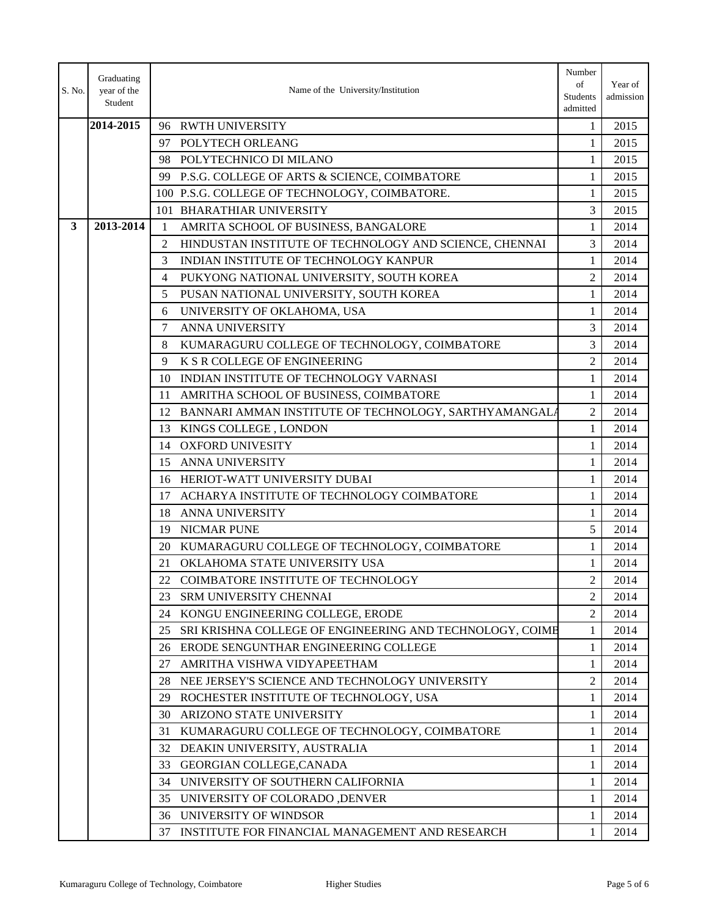| S. No. | Graduating year of the Student | Name of the University/Institution | | Number of Students admitted | Year of admission |
|---|---|---|---|---|---|
| | 2014-2015 | 96 | RWTH UNIVERSITY | 1 | 2015 |
| | | 97 | POLYTECH ORLEANG | 1 | 2015 |
| | | 98 | POLYTECHNICO DI MILANO | 1 | 2015 |
| | | 99 | P.S.G. COLLEGE OF ARTS & SCIENCE, COIMBATORE | 1 | 2015 |
| | | 100 | P.S.G. COLLEGE OF TECHNOLOGY, COIMBATORE. | 1 | 2015 |
| | | 101 | BHARATHIAR UNIVERSITY | 3 | 2015 |
| **3** | **2013-2014** | 1 | AMRITA SCHOOL OF BUSINESS, BANGALORE | 1 | 2014 |
| | | 2 | HINDUSTAN INSTITUTE OF TECHNOLOGY AND SCIENCE, CHENNAI | 3 | 2014 |
| | | 3 | INDIAN INSTITUTE OF TECHNOLOGY KANPUR | 1 | 2014 |
| | | 4 | PUKYONG NATIONAL UNIVERSITY, SOUTH KOREA | 2 | 2014 |
| | | 5 | PUSAN NATIONAL UNIVERSITY, SOUTH KOREA | 1 | 2014 |
| | | 6 | UNIVERSITY OF OKLAHOMA, USA | 1 | 2014 |
| | | 7 | ANNA UNIVERSITY | 3 | 2014 |
| | | 8 | KUMARAGURU COLLEGE OF TECHNOLOGY, COIMBATORE | 3 | 2014 |
| | | 9 | K S R COLLEGE OF ENGINEERING | 2 | 2014 |
| | | 10 | INDIAN INSTITUTE OF TECHNOLOGY VARNASI | 1 | 2014 |
| | | 11 | AMRITHA SCHOOL OF BUSINESS, COIMBATORE | 1 | 2014 |
| | | 12 | BANNARI AMMAN INSTITUTE OF TECHNOLOGY, SARTHYAMANGALA | 2 | 2014 |
| | | 13 | KINGS COLLEGE , LONDON | 1 | 2014 |
| | | 14 | OXFORD UNIVESITY | 1 | 2014 |
| | | 15 | ANNA UNIVERSITY | 1 | 2014 |
| | | 16 | HERIOT-WATT UNIVERSITY DUBAI | 1 | 2014 |
| | | 17 | ACHARYA INSTITUTE OF TECHNOLOGY COIMBATORE | 1 | 2014 |
| | | 18 | ANNA UNIVERSITY | 1 | 2014 |
| | | 19 | NICMAR PUNE | 5 | 2014 |
| | | 20 | KUMARAGURU COLLEGE OF TECHNOLOGY, COIMBATORE | 1 | 2014 |
| | | 21 | OKLAHOMA STATE UNIVERSITY USA | 1 | 2014 |
| | | 22 | COIMBATORE INSTITUTE OF TECHNOLOGY | 2 | 2014 |
| | | 23 | SRM UNIVERSITY CHENNAI | 2 | 2014 |
| | | 24 | KONGU ENGINEERING COLLEGE, ERODE | 2 | 2014 |
| | | 25 | SRI KRISHNA COLLEGE OF ENGINEERING AND TECHNOLOGY, COIMB | 1 | 2014 |
| | | 26 | ERODE SENGUNTHAR ENGINEERING COLLEGE | 1 | 2014 |
| | | 27 | AMRITHA VISHWA VIDYAPEETHAM | 1 | 2014 |
| | | 28 | NEE JERSEY'S SCIENCE AND TECHNOLOGY UNIVERSITY | 2 | 2014 |
| | | 29 | ROCHESTER INSTITUTE OF TECHNOLOGY, USA | 1 | 2014 |
| | | 30 | ARIZONO STATE UNIVERSITY | 1 | 2014 |
| | | 31 | KUMARAGURU COLLEGE OF TECHNOLOGY, COIMBATORE | 1 | 2014 |
| | | 32 | DEAKIN UNIVERSITY, AUSTRALIA | 1 | 2014 |
| | | 33 | GEORGIAN COLLEGE,CANADA | 1 | 2014 |
| | | 34 | UNIVERSITY OF SOUTHERN CALIFORNIA | 1 | 2014 |
| | | 35 | UNIVERSITY OF COLORADO ,DENVER | 1 | 2014 |
| | | 36 | UNIVERSITY OF WINDSOR | 1 | 2014 |
| | | 37 | INSTITUTE FOR FINANCIAL MANAGEMENT AND RESEARCH | 1 | 2014 |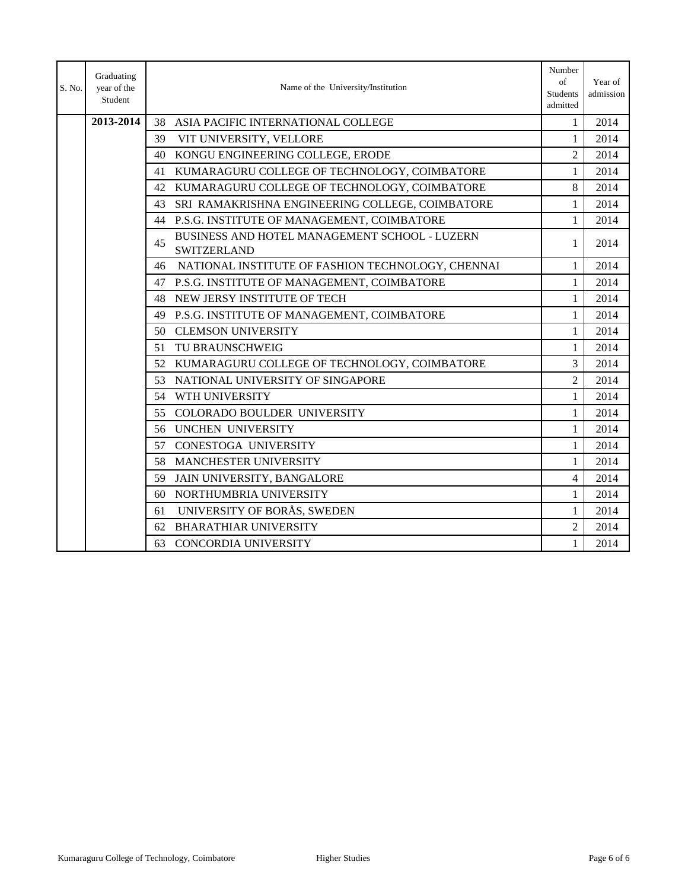| S. No. | Graduating year of the Student | Name of the University/Institution | | Number of Students admitted | Year of admission |
|---|---|---|---|---|---|
| | 2013-2014 | 38 | ASIA PACIFIC INTERNATIONAL COLLEGE | 1 | 2014 |
| | | 39 | VIT UNIVERSITY, VELLORE | 1 | 2014 |
| | | 40 | KONGU ENGINEERING COLLEGE, ERODE | 2 | 2014 |
| | | 41 | KUMARAGURU COLLEGE OF TECHNOLOGY, COIMBATORE | 1 | 2014 |
| | | 42 | KUMARAGURU COLLEGE OF TECHNOLOGY, COIMBATORE | 8 | 2014 |
| | | 43 | SRI RAMAKRISHNA ENGINEERING COLLEGE, COIMBATORE | 1 | 2014 |
| | | 44 | P.S.G. INSTITUTE OF MANAGEMENT, COIMBATORE | 1 | 2014 |
| | | 45 | BUSINESS AND HOTEL MANAGEMENT SCHOOL - LUZERN SWITZERLAND | 1 | 2014 |
| | | 46 | NATIONAL INSTITUTE OF FASHION TECHNOLOGY, CHENNAI | 1 | 2014 |
| | | 47 | P.S.G. INSTITUTE OF MANAGEMENT, COIMBATORE | 1 | 2014 |
| | | 48 | NEW JERSY INSTITUTE OF TECH | 1 | 2014 |
| | | 49 | P.S.G. INSTITUTE OF MANAGEMENT, COIMBATORE | 1 | 2014 |
| | | 50 | CLEMSON UNIVERSITY | 1 | 2014 |
| | | 51 | TU BRAUNSCHWEIG | 1 | 2014 |
| | | 52 | KUMARAGURU COLLEGE OF TECHNOLOGY, COIMBATORE | 3 | 2014 |
| | | 53 | NATIONAL UNIVERSITY OF SINGAPORE | 2 | 2014 |
| | | 54 | WTH UNIVERSITY | 1 | 2014 |
| | | 55 | COLORADO BOULDER UNIVERSITY | 1 | 2014 |
| | | 56 | UNCHEN UNIVERSITY | 1 | 2014 |
| | | 57 | CONESTOGA UNIVERSITY | 1 | 2014 |
| | | 58 | MANCHESTER UNIVERSITY | 1 | 2014 |
| | | 59 | JAIN UNIVERSITY, BANGALORE | 4 | 2014 |
| | | 60 | NORTHUMBRIA UNIVERSITY | 1 | 2014 |
| | | 61 | UNIVERSITY OF BORÅS, SWEDEN | 1 | 2014 |
| | | 62 | BHARATHIAR UNIVERSITY | 2 | 2014 |
| | | 63 | CONCORDIA UNIVERSITY | 1 | 2014 |